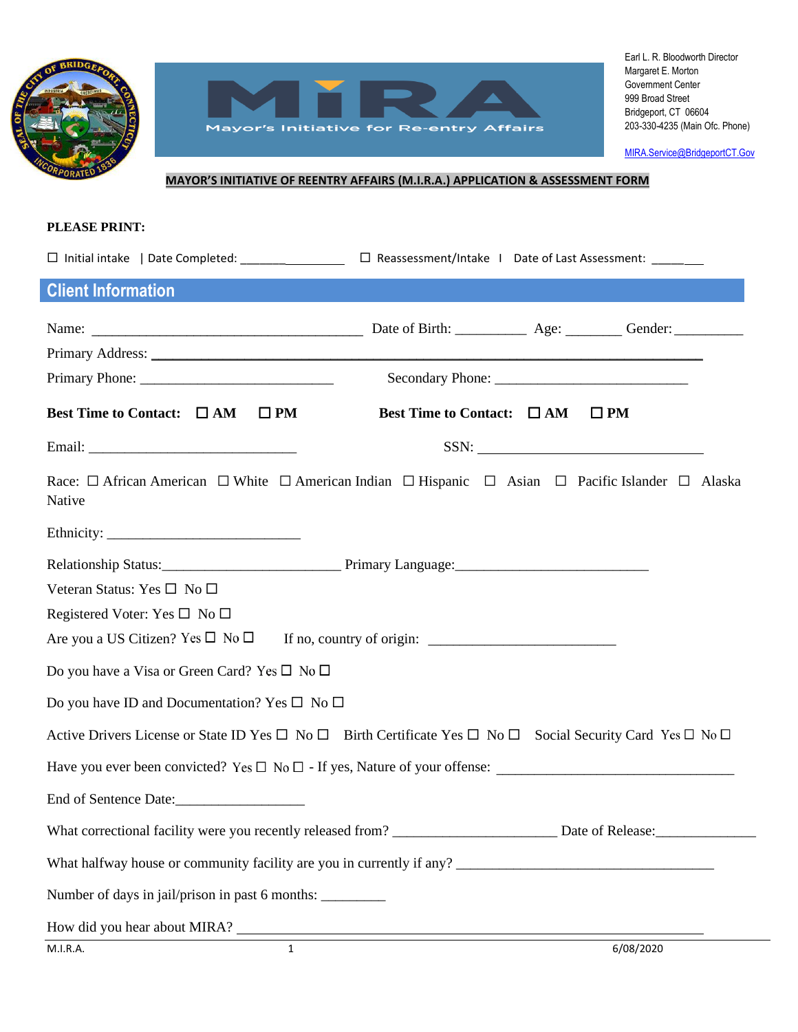Earl L. R. Bloodworth Director
Margaret E. Morton
Government Center
999 Broad Street
Bridgeport, CT 06604
203-330-4235 (Main Ofc. Phone)

MIRA.Service@BridgeportCT.Gov

MiRA
Mayor's Initiative for Re-entry Affairs

# MAYOR'S INITIATIVE OF REENTRY AFFAIRS (M.I.R.A.) APPLICATION & ASSESSMENT FORM

**PLEASE PRINT:**

☐ Initial intake | Date Completed: ________________ ☐ Reassessment/Intake I Date of Last Assessment: ________

## Client Information

Name: ______________________________________ Date of Birth: __________ Age: _______ Gender: __________

Primary Address: ______________________________________________________________________________

Primary Phone: ___________________________ Secondary Phone: ___________________________

**Best Time to Contact: ☐ AM ☐ PM** **Best Time to Contact: ☐ AM ☐ PM**

Email: _____________________________ SSN: _______________________________

Race: ☐ African American ☐ White ☐ American Indian ☐ Hispanic ☐ Asian ☐ Pacific Islander ☐ Alaska Native

Ethnicity: ___________________________

Relationship Status:________________________ Primary Language:__________________________

Veteran Status: Yes ☐ No ☐

Registered Voter: Yes ☐ No ☐

Are you a US Citizen? Yes ☐ No ☐ If no, country of origin: __________________________

Do you have a Visa or Green Card? Yes ☐ No ☐

Do you have ID and Documentation? Yes ☐ No ☐

Active Drivers License or State ID Yes ☐ No ☐ Birth Certificate Yes ☐ No ☐ Social Security Card Yes ☐ No ☐

Have you ever been convicted? Yes ☐ No ☐ - If yes, Nature of your offense: _________________________________

End of Sentence Date:_________________

What correctional facility were you recently released from? ______________________ Date of Release:_____________

What halfway house or community facility are you in currently if any? ____________________________________

Number of days in jail/prison in past 6 months: _________

How did you hear about MIRA? _________________________________________________________________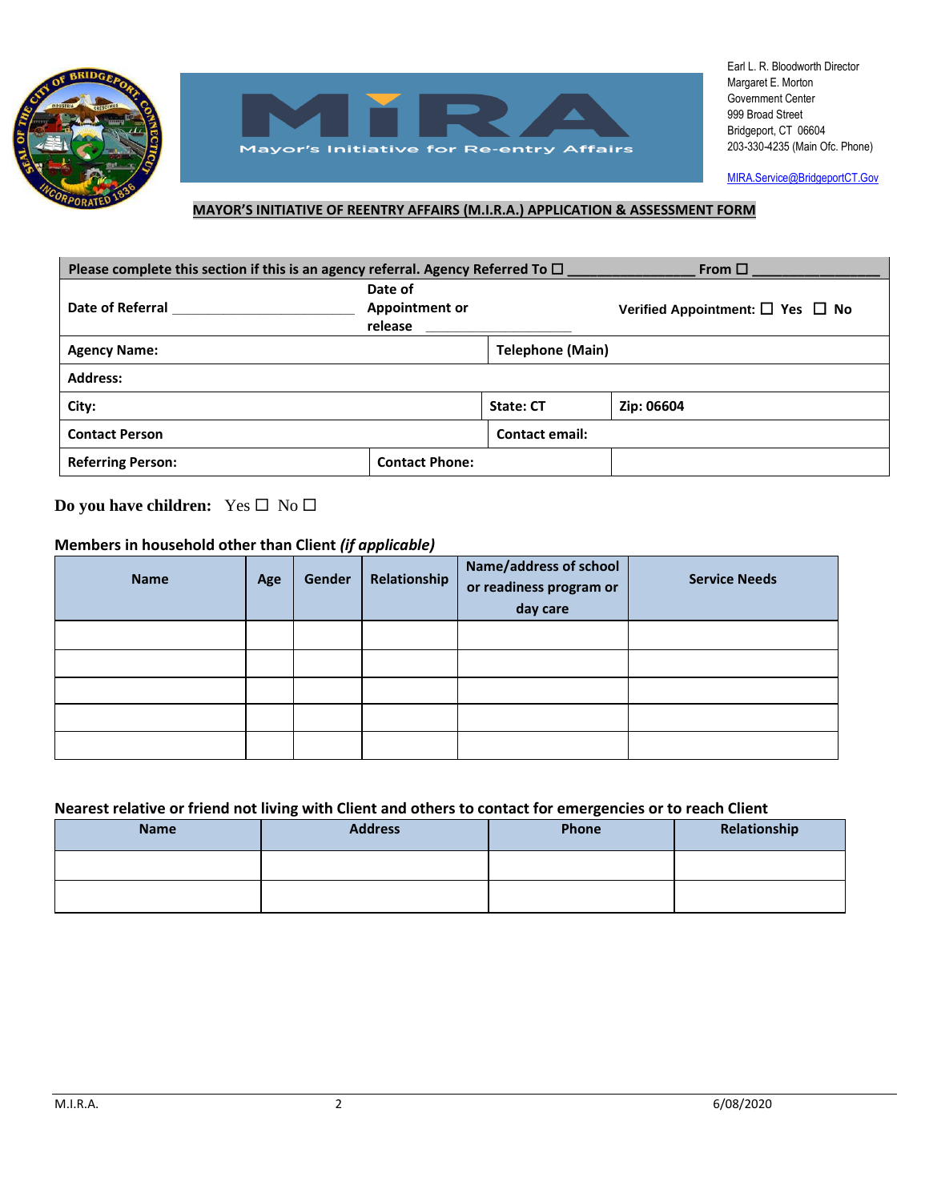Earl L. R. Bloodworth Director
Margaret E. Morton
Government Center
999 Broad Street
Bridgeport, CT 06604
203-330-4235 (Main Ofc. Phone)

MIRA.Service@BridgeportCT.Gov

Mayor's Initiative for Re-entry Affairs

## MAYOR'S INITIATIVE OF REENTRY AFFAIRS (M.I.R.A.) APPLICATION & ASSESSMENT FORM

| Please complete this section if this is an agency referral. Agency Referred To ☐ _______________ From ☐ _______________ | | |
|---|---|---|
| Date of Referral _______________ | Date of Appointment or release _______________ | Verified Appointment: ☐ Yes ☐ No |
| Agency Name: | Telephone (Main) | |
| Address: | | |
| City: | State: CT | Zip: 06604 |
| Contact Person | Contact email: | |
| Referring Person: | Contact Phone: | |

**Do you have children:** Yes ☐ No ☐

### Members in household other than Client *(if applicable)*

| Name | Age | Gender | Relationship | Name/address of school or readiness program or day care | Service Needs |
|---|---|---|---|---|---|
| | | | | | |
| | | | | | |
| | | | | | |
| | | | | | |
| | | | | | |

### Nearest relative or friend not living with Client and others to contact for emergencies or to reach Client

| Name | Address | Phone | Relationship |
|---|---|---|---|
| | | | |
| | | | |

M.I.R.A. 6/08/2020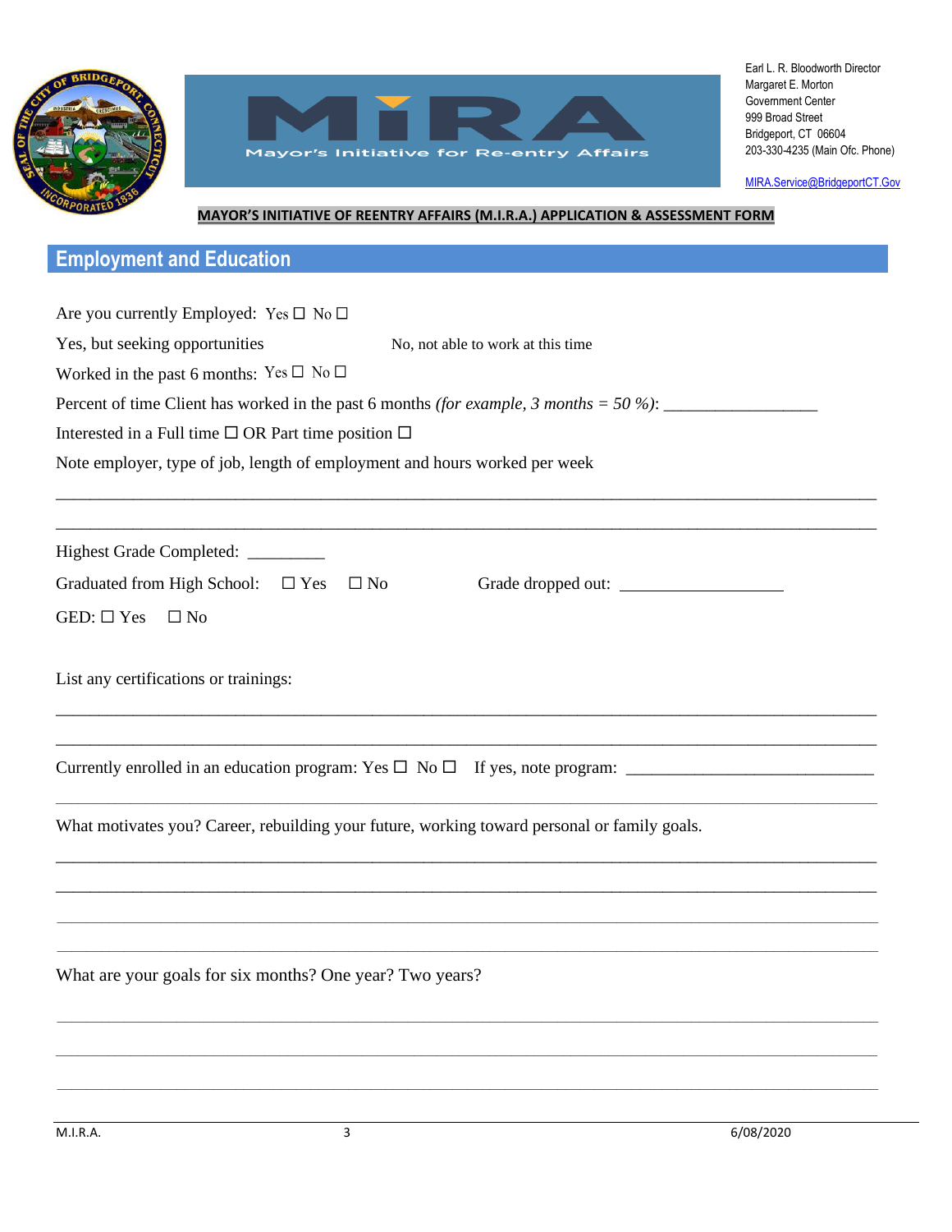Earl L. R. Bloodworth Director
Margaret E. Morton
Government Center
999 Broad Street
Bridgeport, CT 06604
203-330-4235 (Main Ofc. Phone)

MIRA.Service@BridgeportCT.Gov

**MAYOR'S INITIATIVE OF REENTRY AFFAIRS (M.I.R.A.) APPLICATION & ASSESSMENT FORM**

## Employment and Education

Are you currently Employed: Yes ☐ No ☐

Yes, but seeking opportunities    No, not able to work at this time

Worked in the past 6 months: Yes ☐ No ☐

Percent of time Client has worked in the past 6 months *(for example, 3 months = 50 %)*: __________________

Interested in a Full time ☐ OR Part time position ☐

Note employer, type of job, length of employment and hours worked per week

______________________________________________________________________________

______________________________________________________________________________

Highest Grade Completed: _________

Graduated from High School: ☐ Yes ☐ No    Grade dropped out: ___________________

GED: ☐ Yes ☐ No

List any certifications or trainings:

______________________________________________________________________________

______________________________________________________________________________

Currently enrolled in an education program: Yes ☐ No ☐ If yes, note program: _____________________________

______________________________________________________________________________

What motivates you? Career, rebuilding your future, working toward personal or family goals.

______________________________________________________________________________

______________________________________________________________________________

______________________________________________________________________________

______________________________________________________________________________

What are your goals for six months? One year? Two years?

______________________________________________________________________________

______________________________________________________________________________

______________________________________________________________________________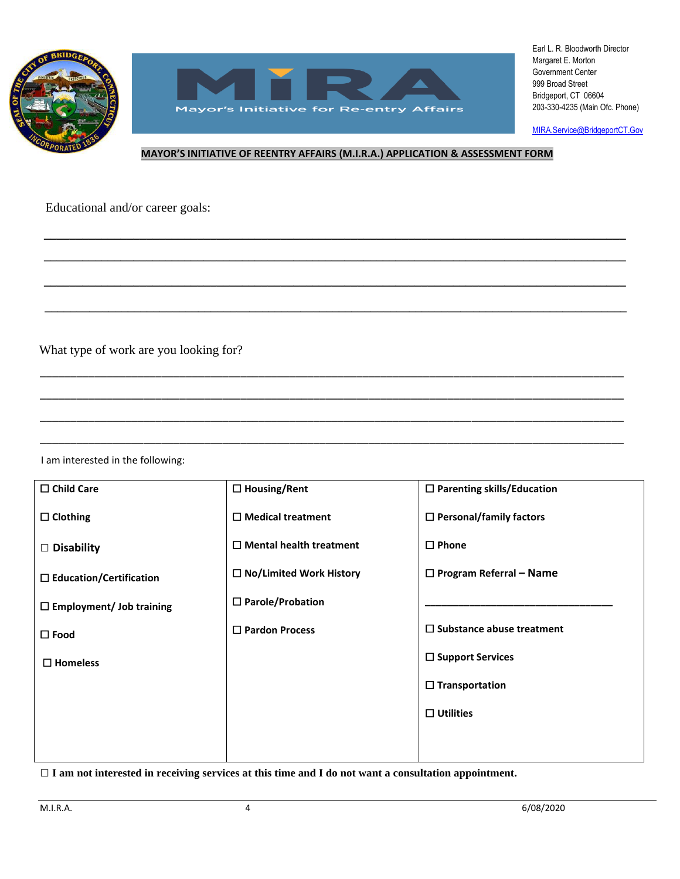Earl L. R. Bloodworth Director
Margaret E. Morton
Government Center
999 Broad Street
Bridgeport, CT 06604
203-330-4235 (Main Ofc. Phone)

MIRA.Service@BridgeportCT.Gov

MIRA
Mayor's Initiative for Re-entry Affairs

**MAYOR'S INITIATIVE OF REENTRY AFFAIRS (M.I.R.A.) APPLICATION & ASSESSMENT FORM**

Educational and/or career goals:

______________________________________________________________________________

______________________________________________________________________________

______________________________________________________________________________

______________________________________________________________________________

What type of work are you looking for?

______________________________________________________________________________

______________________________________________________________________________

______________________________________________________________________________

______________________________________________________________________________

I am interested in the following:

| | | |
|---|---|---|
| ☐ **Child Care** | ☐ **Housing/Rent** | ☐ **Parenting skills/Education** |
| ☐ **Clothing** | ☐ **Medical treatment** | ☐ **Personal/family factors** |
| ☐ **Disability** | ☐ **Mental health treatment** | ☐ **Phone** |
| ☐ **Education/Certification** | ☐ **No/Limited Work History** | ☐ **Program Referral – Name** |
| ☐ **Employment/ Job training** | ☐ **Parole/Probation** | ______________________________ |
| ☐ **Food** | ☐ **Pardon Process** | ☐ **Substance abuse treatment** |
| ☐ **Homeless** | | ☐ **Support Services** |
| | | ☐ **Transportation** |
| | | ☐ **Utilities** |

☐ **I am not interested in receiving services at this time and I do not want a consultation appointment.**

M.I.R.A. 6/08/2020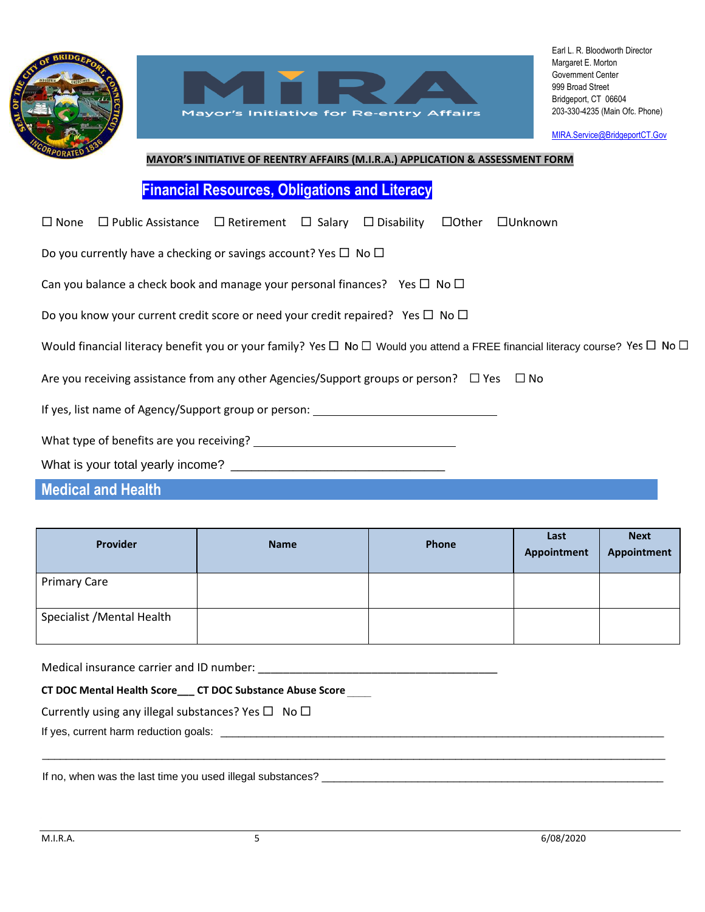Earl L. R. Bloodworth Director
Margaret E. Morton
Government Center
999 Broad Street
Bridgeport, CT 06604
203-330-4235 (Main Ofc. Phone)

MIRA.Service@BridgeportCT.Gov

**MAYOR'S INITIATIVE OF REENTRY AFFAIRS (M.I.R.A.) APPLICATION & ASSESSMENT FORM**

## Financial Resources, Obligations and Literacy

☐ None ☐ Public Assistance ☐ Retirement ☐ Salary ☐ Disability ☐Other ☐Unknown

Do you currently have a checking or savings account? Yes ☐ No ☐

Can you balance a check book and manage your personal finances? Yes ☐ No ☐

Do you know your current credit score or need your credit repaired? Yes ☐ No ☐

Would financial literacy benefit you or your family? Yes ☐ No ☐ Would you attend a FREE financial literacy course? Yes ☐ No ☐

Are you receiving assistance from any other Agencies/Support groups or person? ☐ Yes ☐ No

If yes, list name of Agency/Support group or person: ______________________________

What type of benefits are you receiving? _________________________________

What is your total yearly income? __________________________________

## Medical and Health

| Provider | Name | Phone | Last Appointment | Next Appointment |
|---|---|---|---|---|
| Primary Care | | | | |
| Specialist /Mental Health | | | | |

Medical insurance carrier and ID number: ______________________________________

**CT DOC Mental Health Score___ CT DOC Substance Abuse Score** ____

Currently using any illegal substances? Yes ☐ No ☐

If yes, current harm reduction goals: ___________________________________________________________________________

_____________________________________________________________________________________________________

If no, when was the last time you used illegal substances? ___________________________________________________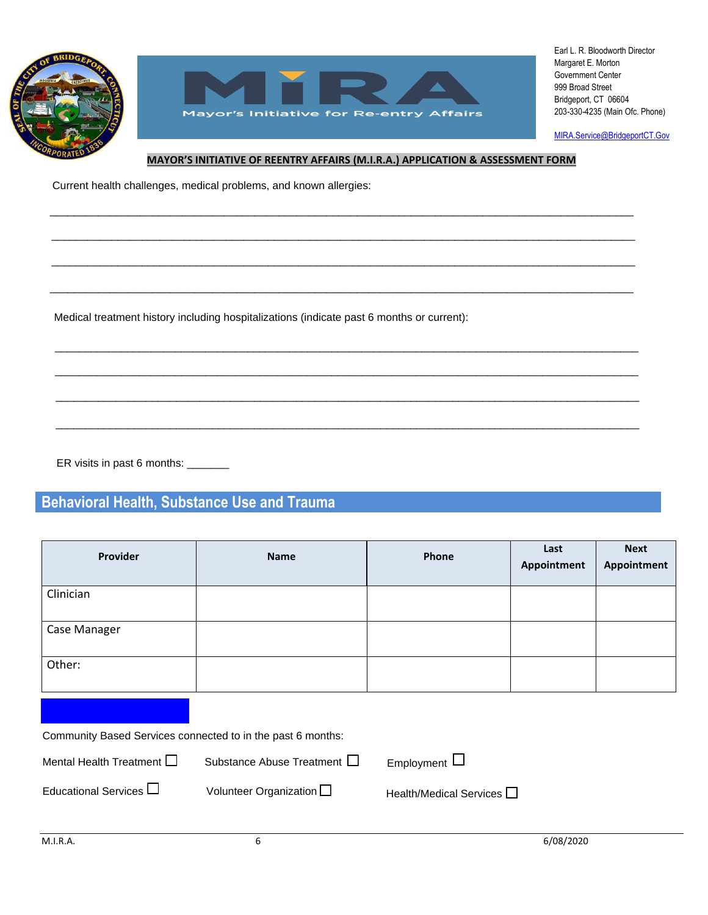Earl L. R. Bloodworth Director
Margaret E. Morton
Government Center
999 Broad Street
Bridgeport, CT 06604
203-330-4235 (Main Ofc. Phone)

MIRA.Service@BridgeportCT.Gov

**MAYOR'S INITIATIVE OF REENTRY AFFAIRS (M.I.R.A.) APPLICATION & ASSESSMENT FORM**

Current health challenges, medical problems, and known allergies:

_______________________________________________________________________________

_______________________________________________________________________________

_______________________________________________________________________________

_______________________________________________________________________________

Medical treatment history including hospitalizations (indicate past 6 months or current):

_______________________________________________________________________________

_______________________________________________________________________________

_______________________________________________________________________________

_______________________________________________________________________________

ER visits in past 6 months: _______

## Behavioral Health, Substance Use and Trauma

| Provider | Name | Phone | Last Appointment | Next Appointment |
|---|---|---|---|---|
| Clinician | | | | |
| Case Manager | | | | |
| Other: | | | | |

Community Based Services connected to in the past 6 months:

Mental Health Treatment ☐ Substance Abuse Treatment ☐ Employment ☐

Educational Services ☐ Volunteer Organization ☐ Health/Medical Services ☐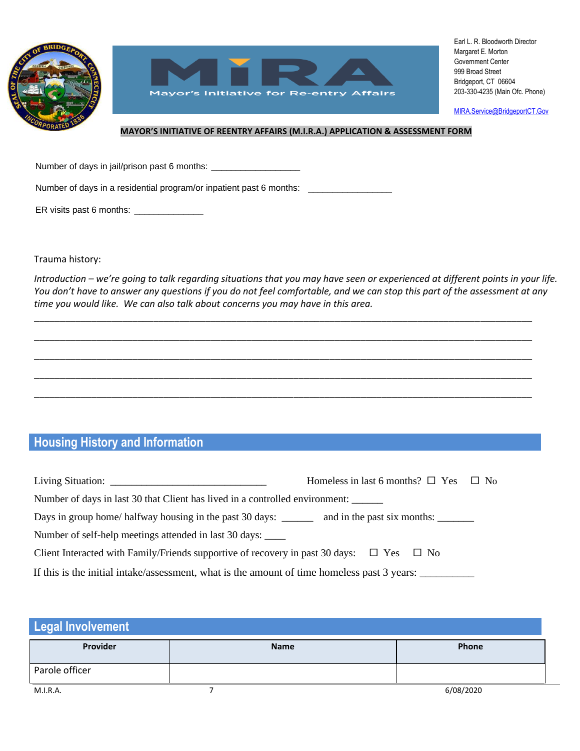Earl L. R. Bloodworth Director
Margaret E. Morton
Government Center
999 Broad Street
Bridgeport, CT 06604
203-330-4235 (Main Ofc. Phone)

MIRA.Service@BridgeportCT.Gov

**MAYOR'S INITIATIVE OF REENTRY AFFAIRS (M.I.R.A.) APPLICATION & ASSESSMENT FORM**

Number of days in jail/prison past 6 months: _________________

Number of days in a residential program/or inpatient past 6 months: ________________

ER visits past 6 months: _____________

Trauma history:

*Introduction – we're going to talk regarding situations that you may have seen or experienced at different points in your life. You don't have to answer any questions if you do not feel comfortable, and we can stop this part of the assessment at any time you would like. We can also talk about concerns you may have in this area.*

_______________________________________________________________________________________________

_______________________________________________________________________________________________

_______________________________________________________________________________________________

_______________________________________________________________________________________________

_______________________________________________________________________________________________

## Housing History and Information

Living Situation: ______________________________ Homeless in last 6 months? ☐ Yes ☐ No

Number of days in last 30 that Client has lived in a controlled environment: ______

Days in group home/ halfway housing in the past 30 days: ______ and in the past six months: _______

Number of self-help meetings attended in last 30 days: ____

Client Interacted with Family/Friends supportive of recovery in past 30 days: ☐ Yes ☐ No

If this is the initial intake/assessment, what is the amount of time homeless past 3 years: __________

## Legal Involvement

| Provider | Name | Phone |
|---|---|---|
| Parole officer | | |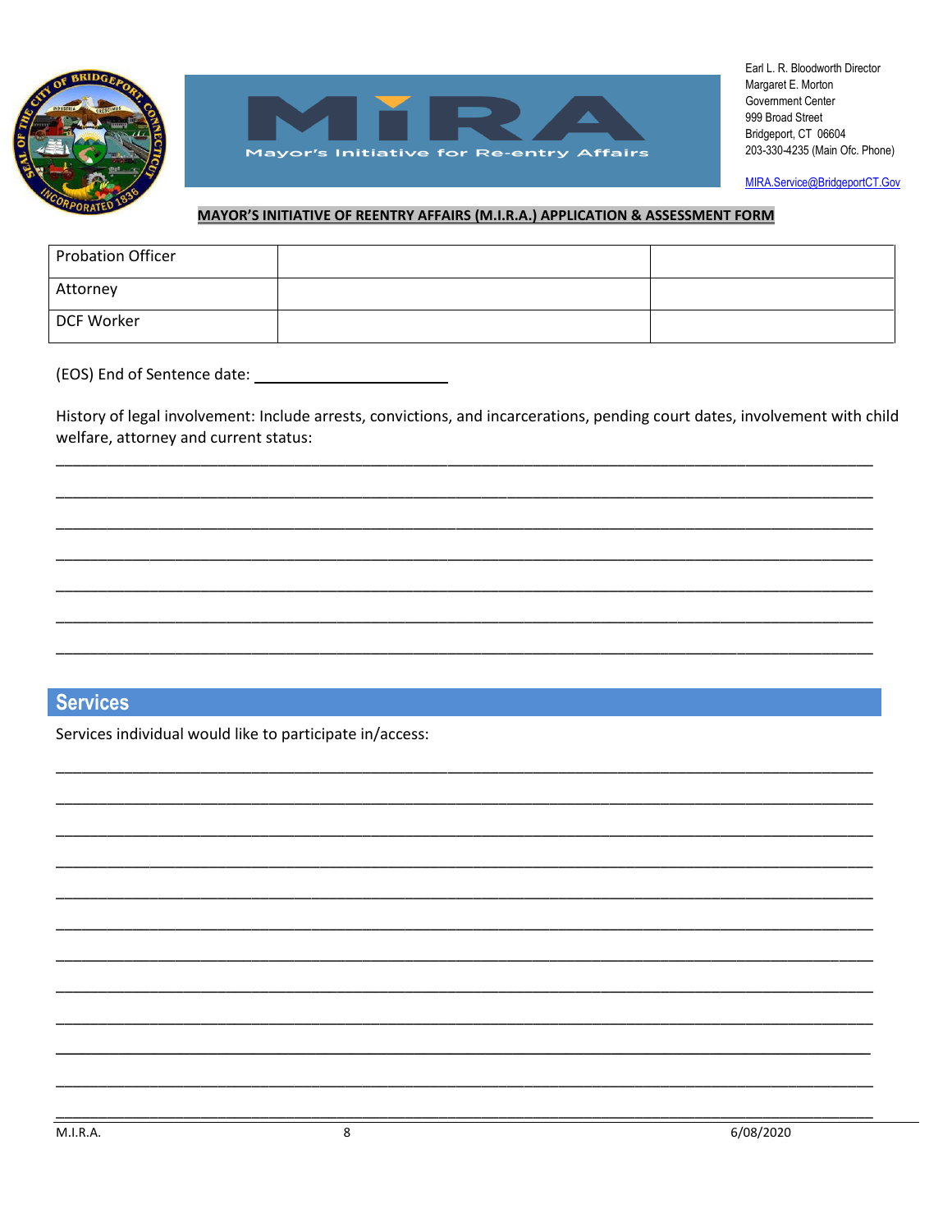Earl L. R. Bloodworth Director
Margaret E. Morton
Government Center
999 Broad Street
Bridgeport, CT 06604
203-330-4235 (Main Ofc. Phone)
MIRA.Service@BridgeportCT.Gov

**MAYOR'S INITIATIVE OF REENTRY AFFAIRS (M.I.R.A.) APPLICATION & ASSESSMENT FORM**

| | | |
|---|---|---|
| Probation Officer | | |
| Attorney | | |
| DCF Worker | | |

(EOS) End of Sentence date: ______________________

History of legal involvement: Include arrests, convictions, and incarcerations, pending court dates, involvement with child welfare, attorney and current status:

______________________________________________________________________________

______________________________________________________________________________

______________________________________________________________________________

______________________________________________________________________________

______________________________________________________________________________

______________________________________________________________________________

______________________________________________________________________________

## Services

Services individual would like to participate in/access:

______________________________________________________________________________

______________________________________________________________________________

______________________________________________________________________________

______________________________________________________________________________

______________________________________________________________________________

______________________________________________________________________________

______________________________________________________________________________

______________________________________________________________________________

______________________________________________________________________________

______________________________________________________________________________

______________________________________________________________________________

______________________________________________________________________________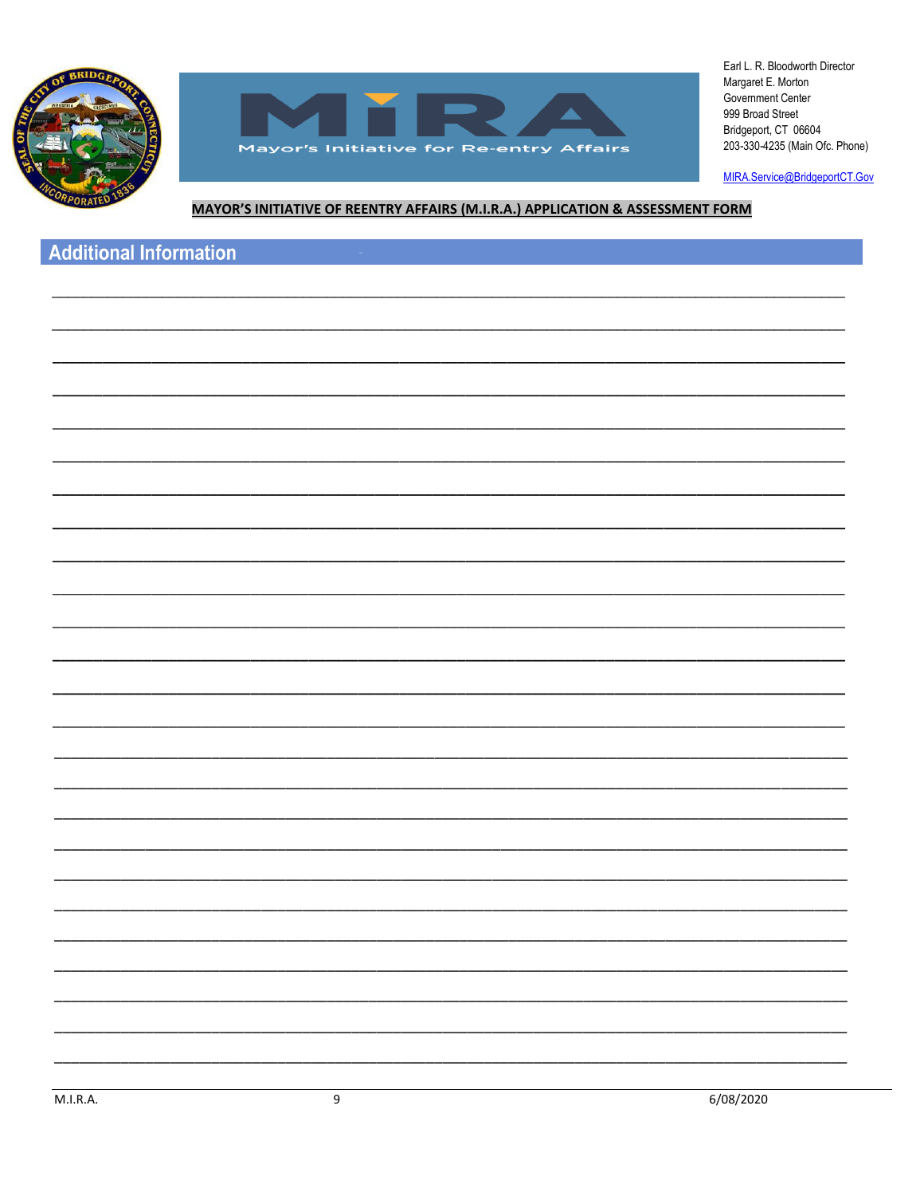Earl L. R. Bloodworth Director
Margaret E. Morton
Government Center
999 Broad Street
Bridgeport, CT 06604
203-330-4235 (Main Ofc. Phone)

MIRA.Service@BridgeportCT.Gov

**MAYOR'S INITIATIVE OF REENTRY AFFAIRS (M.I.R.A.) APPLICATION & ASSESSMENT FORM**

## Additional Information

_______________________________________________________________________________

_______________________________________________________________________________

_______________________________________________________________________________

_______________________________________________________________________________

_______________________________________________________________________________

_______________________________________________________________________________

_______________________________________________________________________________

_______________________________________________________________________________

_______________________________________________________________________________

_______________________________________________________________________________

_______________________________________________________________________________

_______________________________________________________________________________

_______________________________________________________________________________

_______________________________________________________________________________

_______________________________________________________________________________

_______________________________________________________________________________

_______________________________________________________________________________

_______________________________________________________________________________

_______________________________________________________________________________

_______________________________________________________________________________

_______________________________________________________________________________

_______________________________________________________________________________

_______________________________________________________________________________

_______________________________________________________________________________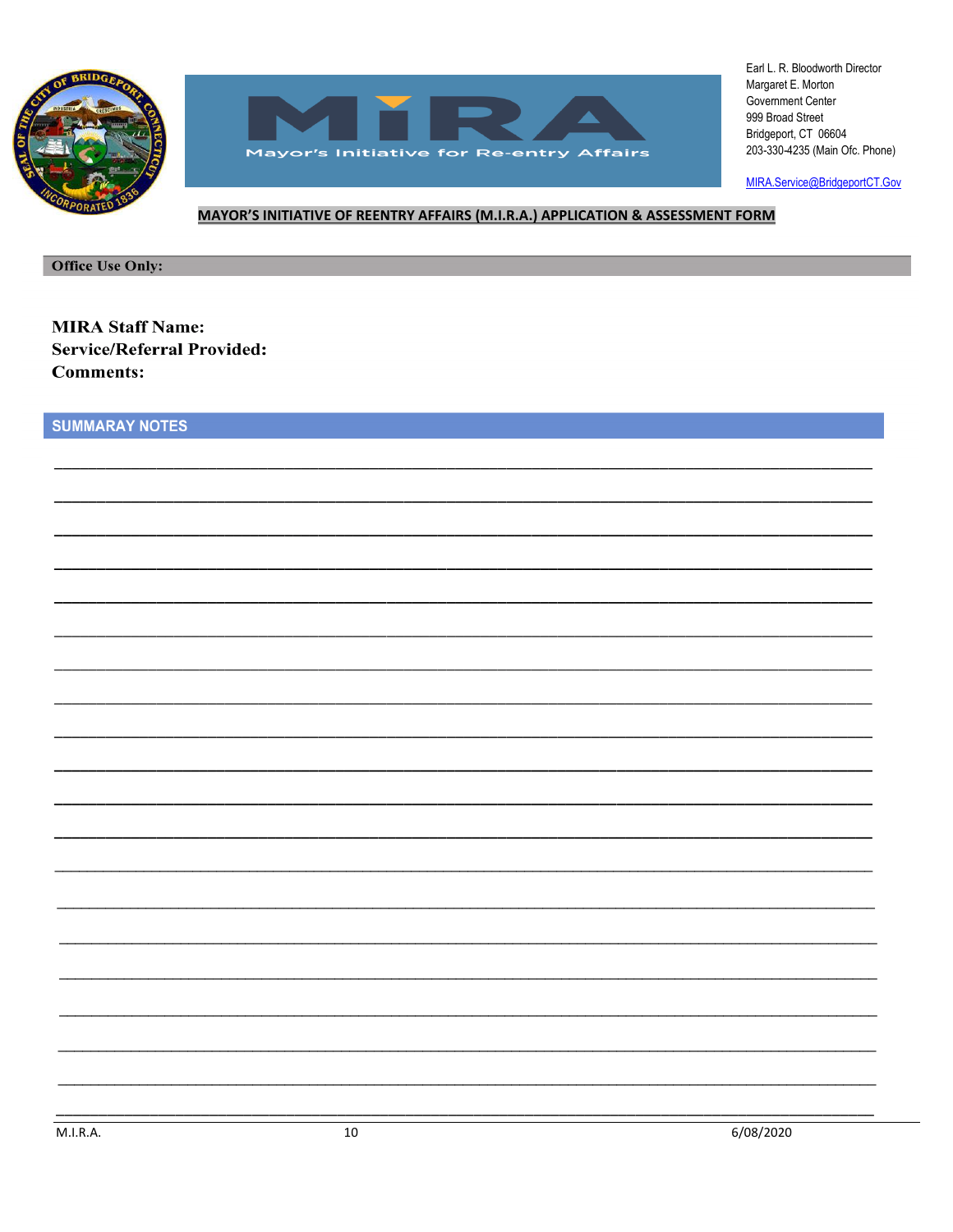Earl L. R. Bloodworth Director
Margaret E. Morton
Government Center
999 Broad Street
Bridgeport, CT 06604
203-330-4235 (Main Ofc. Phone)

MIRA.Service@BridgeportCT.Gov

MiRA

Mayor's Initiative for Re-entry Affairs

## MAYOR'S INITIATIVE OF REENTRY AFFAIRS (M.I.R.A.) APPLICATION & ASSESSMENT FORM

**Office Use Only:**

**MIRA Staff Name:**
**Service/Referral Provided:**
**Comments:**

## SUMMARAY NOTES

______________________________________________________________________________________

______________________________________________________________________________________

______________________________________________________________________________________

______________________________________________________________________________________

______________________________________________________________________________________

______________________________________________________________________________________

______________________________________________________________________________________

______________________________________________________________________________________

______________________________________________________________________________________

______________________________________________________________________________________

______________________________________________________________________________________

______________________________________________________________________________________

______________________________________________________________________________________

______________________________________________________________________________________

______________________________________________________________________________________

______________________________________________________________________________________

______________________________________________________________________________________

______________________________________________________________________________________

______________________________________________________________________________________

______________________________________________________________________________________